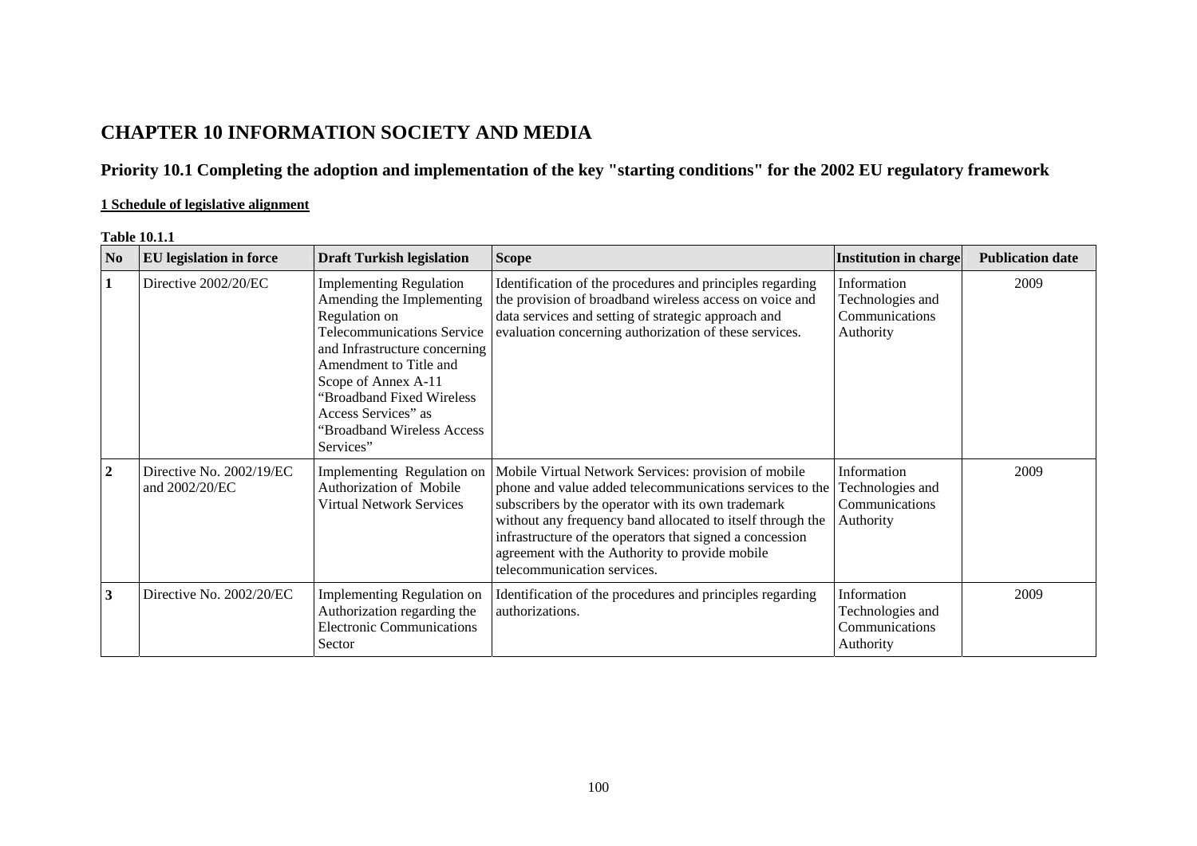# CHAPTER 10 INFORMATION SOCIETY AND MEDIA

## Priority 10.1 Completing the adoption and implementation of the key "starting conditions" for the 2002 EU regulatory framework

**1 Schedule of legislative alignment**

**Table 10.1.1**

| No | EU legislation in force | Draft Turkish legislation | Scope | Institution in charge | Publication date |
|---|---|---|---|---|---|
| **1** | Directive 2002/20/EC | Implementing Regulation Amending the Implementing Regulation on Telecommunications Service and Infrastructure concerning Amendment to Title and Scope of Annex A-11 "Broadband Fixed Wireless Access Services" as "Broadband Wireless Access Services" | Identification of the procedures and principles regarding the provision of broadband wireless access on voice and data services and setting of strategic approach and evaluation concerning authorization of these services. | Information Technologies and Communications Authority | 2009 |
| **2** | Directive No. 2002/19/EC and 2002/20/EC | Implementing Regulation on Authorization of Mobile Virtual Network Services | Mobile Virtual Network Services: provision of mobile phone and value added telecommunications services to the subscribers by the operator with its own trademark without any frequency band allocated to itself through the infrastructure of the operators that signed a concession agreement with the Authority to provide mobile telecommunication services. | Information Technologies and Communications Authority | 2009 |
| **3** | Directive No. 2002/20/EC | Implementing Regulation on Authorization regarding the Electronic Communications Sector | Identification of the procedures and principles regarding authorizations. | Information Technologies and Communications Authority | 2009 |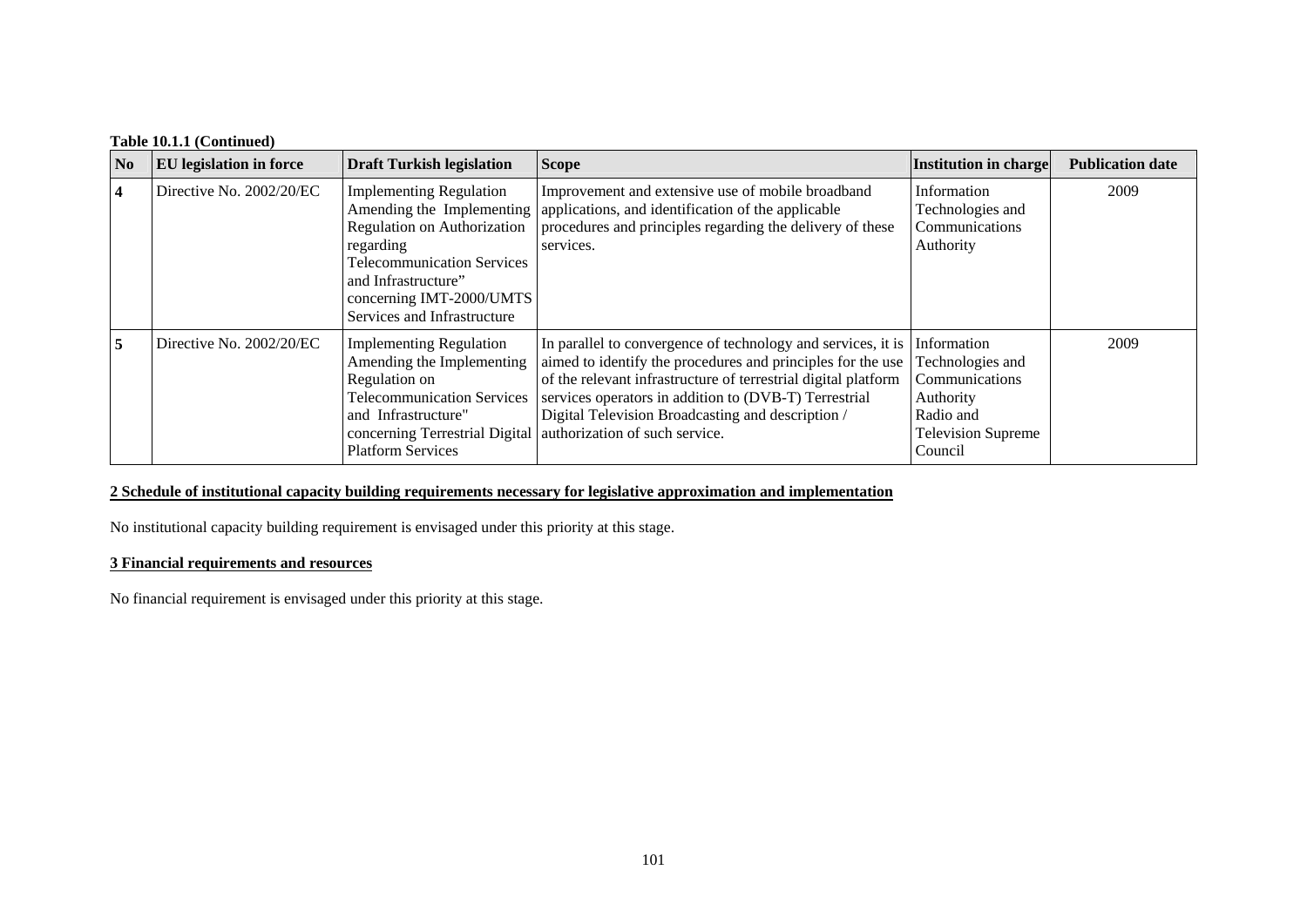**Table 10.1.1 (Continued)**

| No | EU legislation in force | Draft Turkish legislation | Scope | Institution in charge | Publication date |
|---|---|---|---|---|---|
| **4** | Directive No. 2002/20/EC | Implementing Regulation Amending the Implementing Regulation on Authorization regarding Telecommunication Services and Infrastructure" concerning IMT-2000/UMTS Services and Infrastructure | Improvement and extensive use of mobile broadband applications, and identification of the applicable procedures and principles regarding the delivery of these services. | Information Technologies and Communications Authority | 2009 |
| **5** | Directive No. 2002/20/EC | Implementing Regulation Amending the Implementing Regulation on Telecommunication Services and Infrastructure" concerning Terrestrial Digital Platform Services | In parallel to convergence of technology and services, it is aimed to identify the procedures and principles for the use of the relevant infrastructure of terrestrial digital platform services operators in addition to (DVB-T) Terrestrial Digital Television Broadcasting and description / authorization of such service. | Information Technologies and Communications Authority Radio and Television Supreme Council | 2009 |

**2 Schedule of institutional capacity building requirements necessary for legislative approximation and implementation**

No institutional capacity building requirement is envisaged under this priority at this stage.

**3 Financial requirements and resources**

No financial requirement is envisaged under this priority at this stage.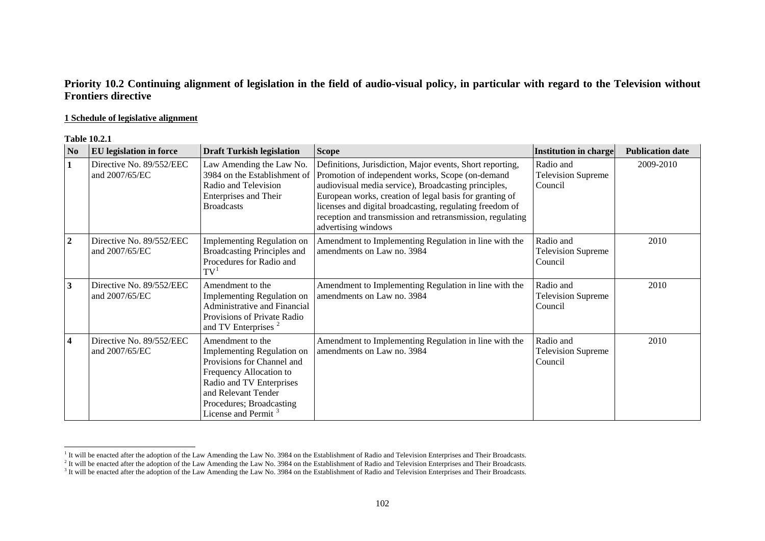## Priority 10.2 Continuing alignment of legislation in the field of audio-visual policy, in particular with regard to the Television without Frontiers directive

**1 Schedule of legislative alignment**

**Table 10.2.1**

| No | EU legislation in force | Draft Turkish legislation | Scope | Institution in charge | Publication date |
|---|---|---|---|---|---|
| 1 | Directive No. 89/552/EEC and 2007/65/EC | Law Amending the Law No. 3984 on the Establishment of Radio and Television Enterprises and Their Broadcasts | Definitions, Jurisdiction, Major events, Short reporting, Promotion of independent works, Scope (on-demand audiovisual media service), Broadcasting principles, European works, creation of legal basis for granting of licenses and digital broadcasting, regulating freedom of reception and transmission and retransmission, regulating advertising windows | Radio and Television Supreme Council | 2009-2010 |
| 2 | Directive No. 89/552/EEC and 2007/65/EC | Implementing Regulation on Broadcasting Principles and Procedures for Radio and TV[1] | Amendment to Implementing Regulation in line with the amendments on Law no. 3984 | Radio and Television Supreme Council | 2010 |
| 3 | Directive No. 89/552/EEC and 2007/65/EC | Amendment to the Implementing Regulation on Administrative and Financial Provisions of Private Radio and TV Enterprises [2] | Amendment to Implementing Regulation in line with the amendments on Law no. 3984 | Radio and Television Supreme Council | 2010 |
| 4 | Directive No. 89/552/EEC and 2007/65/EC | Amendment to the Implementing Regulation on Provisions for Channel and Frequency Allocation to Radio and TV Enterprises and Relevant Tender Procedures; Broadcasting License and Permit [3] | Amendment to Implementing Regulation in line with the amendments on Law no. 3984 | Radio and Television Supreme Council | 2010 |

[1] It will be enacted after the adoption of the Law Amending the Law No. 3984 on the Establishment of Radio and Television Enterprises and Their Broadcasts.

[2] It will be enacted after the adoption of the Law Amending the Law No. 3984 on the Establishment of Radio and Television Enterprises and Their Broadcasts.

[3] It will be enacted after the adoption of the Law Amending the Law No. 3984 on the Establishment of Radio and Television Enterprises and Their Broadcasts.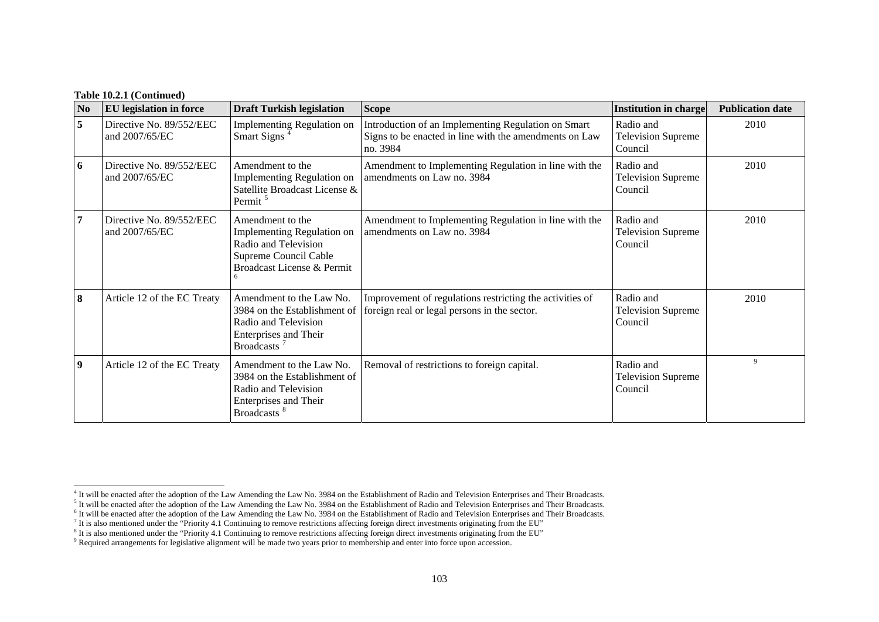**Table 10.2.1 (Continued)**

| No | EU legislation in force | Draft Turkish legislation | Scope | Institution in charge | Publication date |
|---|---|---|---|---|---|
| 5 | Directive No. 89/552/EEC and 2007/65/EC | Implementing Regulation on Smart Signs [4] | Introduction of an Implementing Regulation on Smart Signs to be enacted in line with the amendments on Law no. 3984 | Radio and Television Supreme Council | 2010 |
| 6 | Directive No. 89/552/EEC and 2007/65/EC | Amendment to the Implementing Regulation on Satellite Broadcast License & Permit [5] | Amendment to Implementing Regulation in line with the amendments on Law no. 3984 | Radio and Television Supreme Council | 2010 |
| 7 | Directive No. 89/552/EEC and 2007/65/EC | Amendment to the Implementing Regulation on Radio and Television Supreme Council Cable Broadcast License & Permit [6] | Amendment to Implementing Regulation in line with the amendments on Law no. 3984 | Radio and Television Supreme Council | 2010 |
| 8 | Article 12 of the EC Treaty | Amendment to the Law No. 3984 on the Establishment of Radio and Television Enterprises and Their Broadcasts [7] | Improvement of regulations restricting the activities of foreign real or legal persons in the sector. | Radio and Television Supreme Council | 2010 |
| 9 | Article 12 of the EC Treaty | Amendment to the Law No. 3984 on the Establishment of Radio and Television Enterprises and Their Broadcasts [8] | Removal of restrictions to foreign capital. | Radio and Television Supreme Council | [9] |

[4] It will be enacted after the adoption of the Law Amending the Law No. 3984 on the Establishment of Radio and Television Enterprises and Their Broadcasts.
[5] It will be enacted after the adoption of the Law Amending the Law No. 3984 on the Establishment of Radio and Television Enterprises and Their Broadcasts.
[6] It will be enacted after the adoption of the Law Amending the Law No. 3984 on the Establishment of Radio and Television Enterprises and Their Broadcasts.
[7] It is also mentioned under the "Priority 4.1 Continuing to remove restrictions affecting foreign direct investments originating from the EU"
[8] It is also mentioned under the "Priority 4.1 Continuing to remove restrictions affecting foreign direct investments originating from the EU"
[9] Required arrangements for legislative alignment will be made two years prior to membership and enter into force upon accession.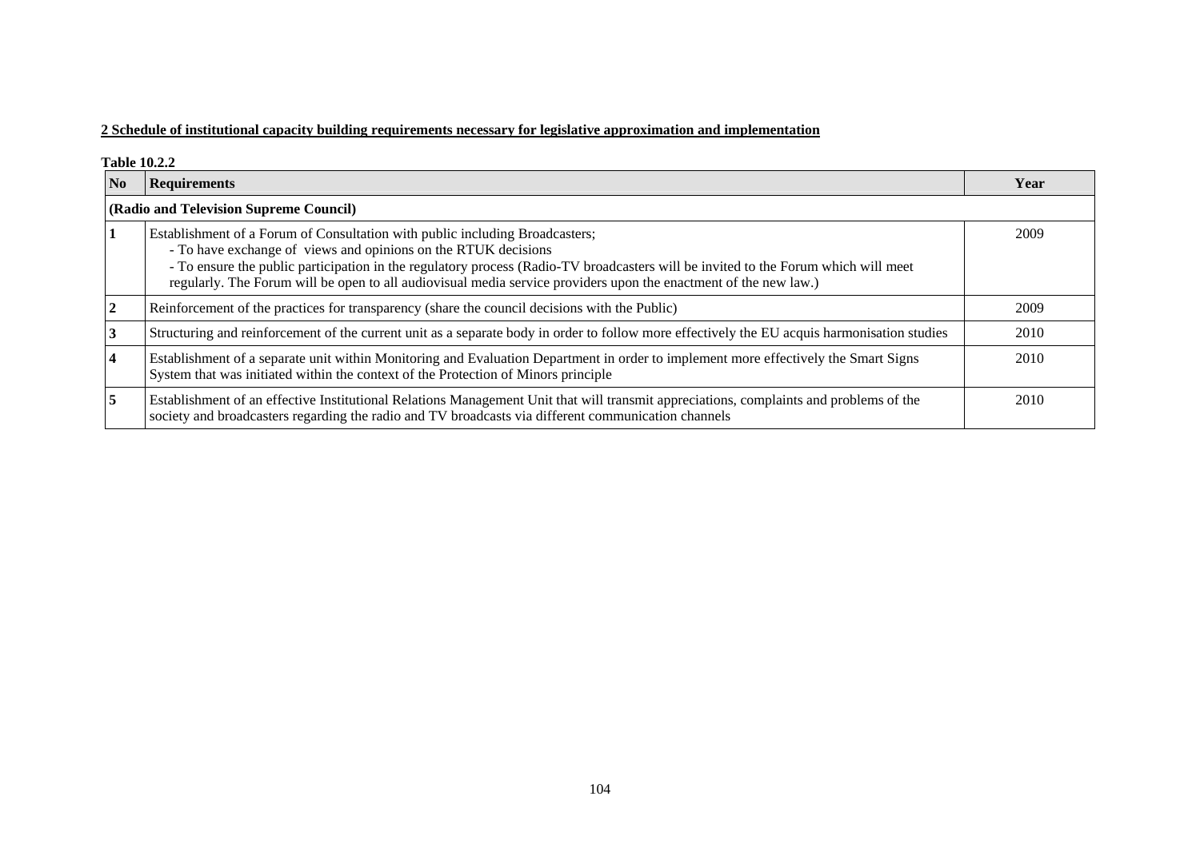**2 Schedule of institutional capacity building requirements necessary for legislative approximation and implementation**

**Table 10.2.2**

| No | Requirements | Year |
|---|---|---|
| **(Radio and Television Supreme Council)** | | |
| **1** | Establishment of a Forum of Consultation with public including Broadcasters;<br>- To have exchange of views and opinions on the RTUK decisions<br>- To ensure the public participation in the regulatory process (Radio-TV broadcasters will be invited to the Forum which will meet regularly. The Forum will be open to all audiovisual media service providers upon the enactment of the new law.) | 2009 |
| **2** | Reinforcement of the practices for transparency (share the council decisions with the Public) | 2009 |
| **3** | Structuring and reinforcement of the current unit as a separate body in order to follow more effectively the EU acquis harmonisation studies | 2010 |
| **4** | Establishment of a separate unit within Monitoring and Evaluation Department in order to implement more effectively the Smart Signs System that was initiated within the context of the Protection of Minors principle | 2010 |
| **5** | Establishment of an effective Institutional Relations Management Unit that will transmit appreciations, complaints and problems of the society and broadcasters regarding the radio and TV broadcasts via different communication channels | 2010 |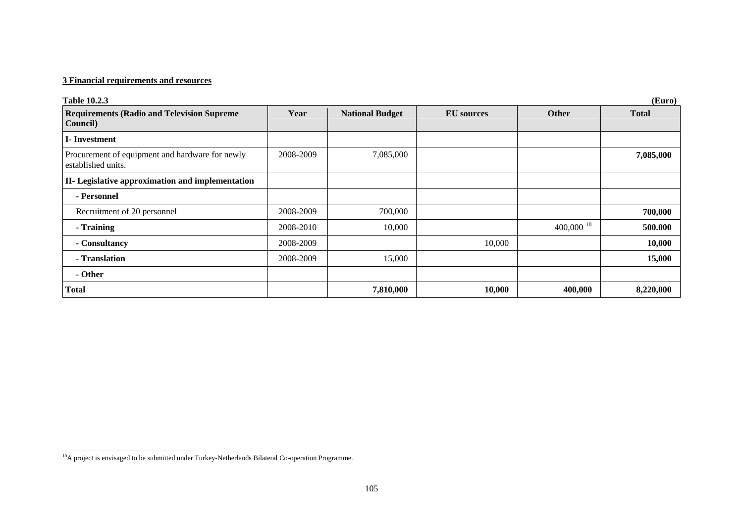**3 Financial requirements and resources**

**Table 10.2.3** **(Euro)**

| Requirements (Radio and Television Supreme Council) | Year | National Budget | EU sources | Other | Total |
|---|---|---|---|---|---|
| **I- Investment** | | | | | |
| Procurement of equipment and hardware for newly established units. | 2008-2009 | 7,085,000 | | | **7,085,000** |
| **II- Legislative approximation and implementation** | | | | | |
| **- Personnel** | | | | | |
| Recruitment of 20 personnel | 2008-2009 | 700,000 | | | **700,000** |
| **- Training** | 2008-2010 | 10,000 | | 400,000 [10] | **500.000** |
| **- Consultancy** | 2008-2009 | | 10,000 | | **10,000** |
| **- Translation** | 2008-2009 | 15,000 | | | **15,000** |
| **- Other** | | | | | |
| **Total** | | **7,810,000** | **10,000** | **400,000** | **8,220,000** |

[10] A project is envisaged to be submitted under Turkey-Netherlands Bilateral Co-operation Programme.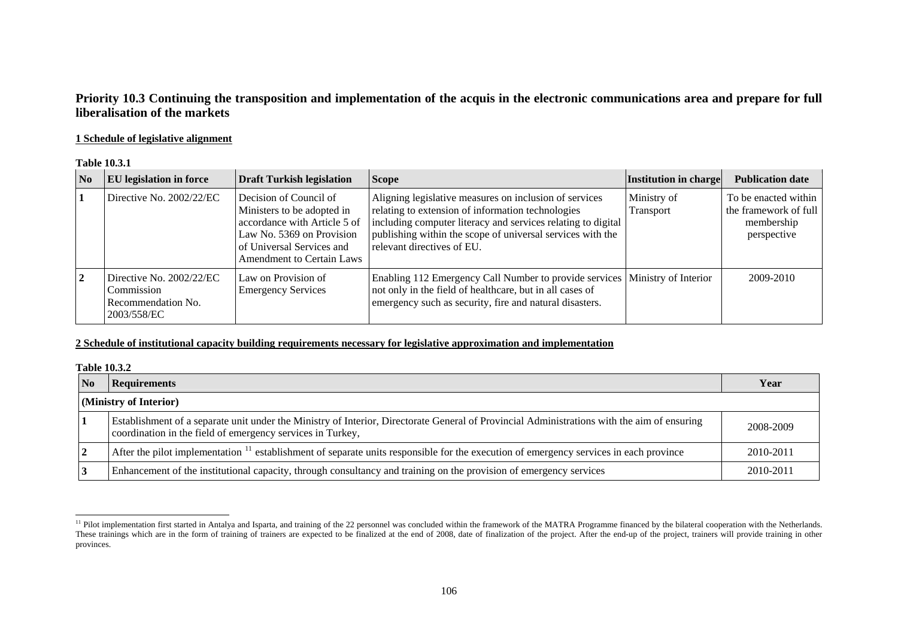## Priority 10.3 Continuing the transposition and implementation of the acquis in the electronic communications area and prepare for full liberalisation of the markets

**1 Schedule of legislative alignment**

**Table 10.3.1**

| No | EU legislation in force | Draft Turkish legislation | Scope | Institution in charge | Publication date |
|---|---|---|---|---|---|
| 1 | Directive No. 2002/22/EC | Decision of Council of Ministers to be adopted in accordance with Article 5 of Law No. 5369 on Provision of Universal Services and Amendment to Certain Laws | Aligning legislative measures on inclusion of services relating to extension of information technologies including computer literacy and services relating to digital publishing within the scope of universal services with the relevant directives of EU. | Ministry of Transport | To be enacted within the framework of full membership perspective |
| 2 | Directive No. 2002/22/EC Commission Recommendation No. 2003/558/EC | Law on Provision of Emergency Services | Enabling 112 Emergency Call Number to provide services not only in the field of healthcare, but in all cases of emergency such as security, fire and natural disasters. | Ministry of Interior | 2009-2010 |

**2 Schedule of institutional capacity building requirements necessary for legislative approximation and implementation**

**Table 10.3.2**

| No | Requirements | Year |
|---|---|---|
| **(Ministry of Interior)** | | |
| 1 | Establishment of a separate unit under the Ministry of Interior, Directorate General of Provincial Administrations with the aim of ensuring coordination in the field of emergency services in Turkey, | 2008-2009 |
| 2 | After the pilot implementation [11] establishment of separate units responsible for the execution of emergency services in each province | 2010-2011 |
| 3 | Enhancement of the institutional capacity, through consultancy and training on the provision of emergency services | 2010-2011 |

[11] Pilot implementation first started in Antalya and Isparta, and training of the 22 personnel was concluded within the framework of the MATRA Programme financed by the bilateral cooperation with the Netherlands. These trainings which are in the form of training of trainers are expected to be finalized at the end of 2008, date of finalization of the project. After the end-up of the project, trainers will provide training in other provinces.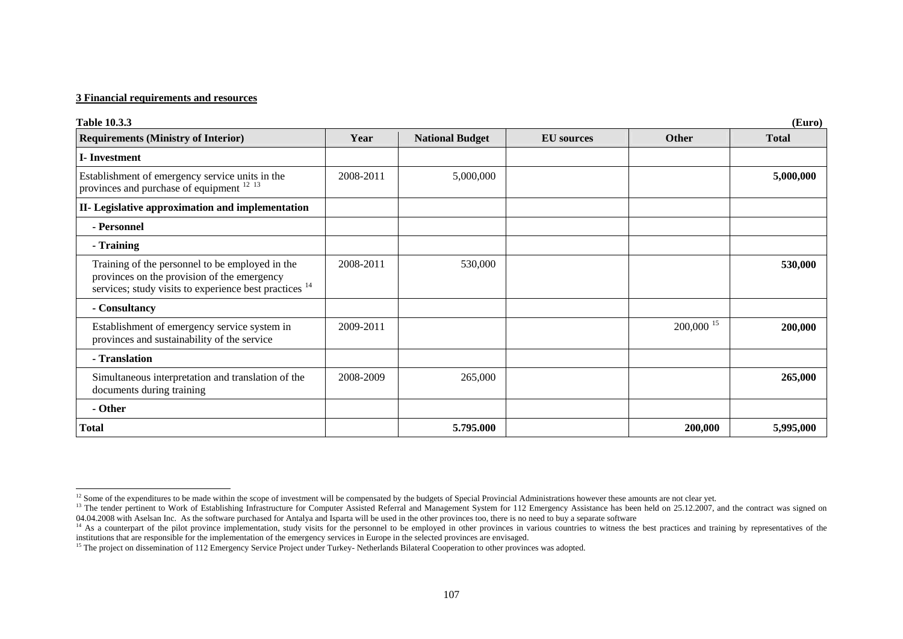**3 Financial requirements and resources**

**Table 10.3.3** **(Euro)**

| **Requirements (Ministry of Interior)** | **Year** | **National Budget** | **EU sources** | **Other** | **Total** |
|---|---|---|---|---|---|
| **I- Investment** | | | | | |
| Establishment of emergency service units in the provinces and purchase of equipment [12] [13] | 2008-2011 | 5,000,000 | | | **5,000,000** |
| **II- Legislative approximation and implementation** | | | | | |
| **- Personnel** | | | | | |
| **- Training** | | | | | |
| Training of the personnel to be employed in the provinces on the provision of the emergency services; study visits to experience best practices [14] | 2008-2011 | 530,000 | | | **530,000** |
| **- Consultancy** | | | | | |
| Establishment of emergency service system in provinces and sustainability of the service | 2009-2011 | | | 200,000 [15] | **200,000** |
| **- Translation** | | | | | |
| Simultaneous interpretation and translation of the documents during training | 2008-2009 | 265,000 | | | **265,000** |
| **- Other** | | | | | |
| **Total** | | **5.795.000** | | **200,000** | **5,995,000** |

---

[12] Some of the expenditures to be made within the scope of investment will be compensated by the budgets of Special Provincial Administrations however these amounts are not clear yet.

[13] The tender pertinent to Work of Establishing Infrastructure for Computer Assisted Referral and Management System for 112 Emergency Assistance has been held on 25.12.2007, and the contract was signed on 04.04.2008 with Aselsan Inc. As the software purchased for Antalya and Isparta will be used in the other provinces too, there is no need to buy a separate software

[14] As a counterpart of the pilot province implementation, study visits for the personnel to be employed in other provinces in various countries to witness the best practices and training by representatives of the institutions that are responsible for the implementation of the emergency services in Europe in the selected provinces are envisaged.

[15] The project on dissemination of 112 Emergency Service Project under Turkey- Netherlands Bilateral Cooperation to other provinces was adopted.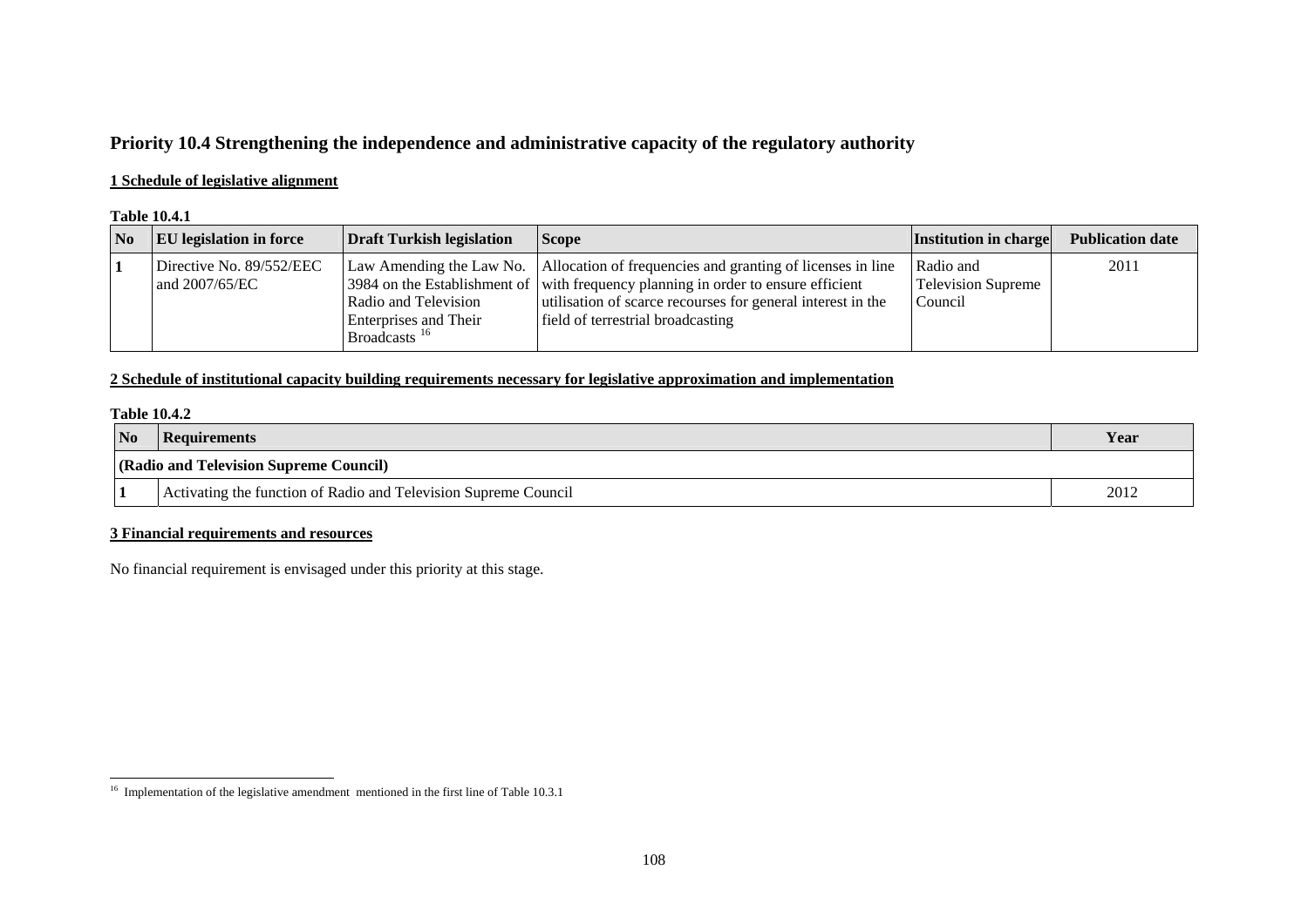## Priority 10.4 Strengthening the independence and administrative capacity of the regulatory authority

**1 Schedule of legislative alignment**

**Table 10.4.1**

| No | EU legislation in force | Draft Turkish legislation | Scope | Institution in charge | Publication date |
|---|---|---|---|---|---|
| 1 | Directive No. 89/552/EEC and 2007/65/EC | Law Amending the Law No. 3984 on the Establishment of Radio and Television Enterprises and Their Broadcasts [16] | Allocation of frequencies and granting of licenses in line with frequency planning in order to ensure efficient utilisation of scarce recourses for general interest in the field of terrestrial broadcasting | Radio and Television Supreme Council | 2011 |

**2 Schedule of institutional capacity building requirements necessary for legislative approximation and implementation**

**Table 10.4.2**

| No | Requirements | Year |
|---|---|---|
| **(Radio and Television Supreme Council)** | | |
| 1 | Activating the function of Radio and Television Supreme Council | 2012 |

**3 Financial requirements and resources**

No financial requirement is envisaged under this priority at this stage.

[16] Implementation of the legislative amendment mentioned in the first line of Table 10.3.1